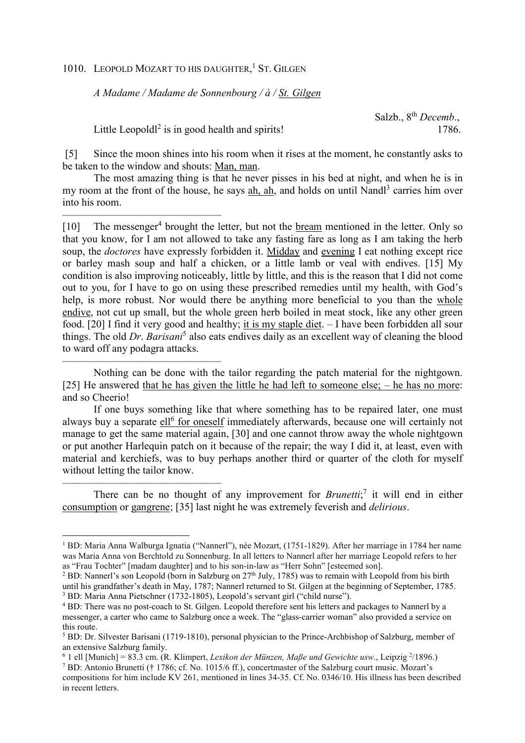1010. LEOPOLD MOZART TO HIS DAUGHTER,[1] ST. GILGEN

*A Madame / Madame de Sonnenbourg / à / St. Gilgen*

Salzb., 8th *Decemb*., 1786.

Little Leopoldl[2] is in good health and spirits!

[5] Since the moon shines into his room when it rises at the moment, he constantly asks to be taken to the window and shouts: Man, man.

The most amazing thing is that he never pisses in his bed at night, and when he is in my room at the front of the house, he says ah, ah, and holds on until Nandl[3] carries him over into his room.

---

[10] The messenger[4] brought the letter, but not the bream mentioned in the letter. Only so that you know, for I am not allowed to take any fasting fare as long as I am taking the herb soup, the *doctores* have expressly forbidden it. Midday and evening I eat nothing except rice or barley mash soup and half a chicken, or a little lamb or veal with endives. [15] My condition is also improving noticeably, little by little, and this is the reason that I did not come out to you, for I have to go on using these prescribed remedies until my health, with God's help, is more robust. Nor would there be anything more beneficial to you than the whole endive, not cut up small, but the whole green herb boiled in meat stock, like any other green food. [20] I find it very good and healthy; it is my staple diet. – I have been forbidden all sour things. The old *Dr*. *Barisani*[5] also eats endives daily as an excellent way of cleaning the blood to ward off any podagra attacks.

---

Nothing can be done with the tailor regarding the patch material for the nightgown. [25] He answered that he has given the little he had left to someone else; – he has no more: and so Cheerio!

If one buys something like that where something has to be repaired later, one must always buy a separate ell[6] for oneself immediately afterwards, because one will certainly not manage to get the same material again, [30] and one cannot throw away the whole nightgown or put another Harlequin patch on it because of the repair; the way I did it, at least, even with material and kerchiefs, was to buy perhaps another third or quarter of the cloth for myself without letting the tailor know.

---

There can be no thought of any improvement for *Brunetti*;[7] it will end in either consumption or gangrene; [35] last night he was extremely feverish and *delirious*.

---

[1] BD: Maria Anna Walburga Ignatia ("Nannerl"), née Mozart, (1751-1829). After her marriage in 1784 her name was Maria Anna von Berchtold zu Sonnenburg. In all letters to Nannerl after her marriage Leopold refers to her as "Frau Tochter" [madam daughter] and to his son-in-law as "Herr Sohn" [esteemed son].

[2] BD: Nannerl's son Leopold (born in Salzburg on 27th July, 1785) was to remain with Leopold from his birth until his grandfather's death in May, 1787; Nannerl returned to St. Gilgen at the beginning of September, 1785.

[3] BD: Maria Anna Pietschner (1732-1805), Leopold's servant girl ("child nurse").

[4] BD: There was no post-coach to St. Gilgen. Leopold therefore sent his letters and packages to Nannerl by a messenger, a carter who came to Salzburg once a week. The "glass-carrier woman" also provided a service on this route.

[5] BD: Dr. Silvester Barisani (1719-1810), personal physician to the Prince-Archbishop of Salzburg, member of an extensive Salzburg family.

[6] 1 ell [Munich] = 83.3 cm. (R. Klimpert, *Lexikon der Münzen, Maße und Gewichte usw*., Leipzig 2/1896.)

[7] BD: Antonio Brunetti († 1786; cf. No. 1015/6 ff.), concertmaster of the Salzburg court music. Mozart's compositions for him include KV 261, mentioned in lines 34-35. Cf. No. 0346/10. His illness has been described in recent letters.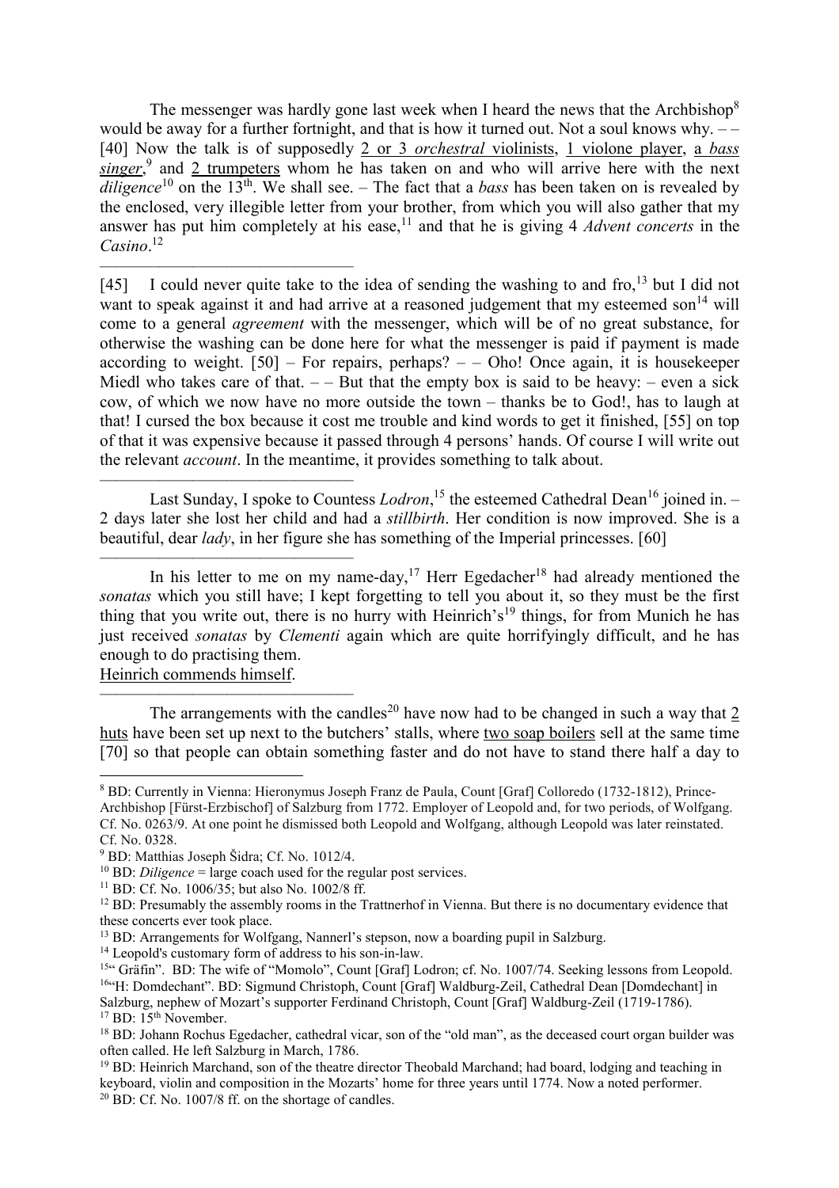The messenger was hardly gone last week when I heard the news that the Archbishop[8] would be away for a further fortnight, and that is how it turned out. Not a soul knows why. – – [40] Now the talk is of supposedly <u>2 or 3 *orchestral* violinists</u>, <u>1 violone player</u>, <u>a *bass singer*</u>,[9] and <u>2 trumpeters</u> whom he has taken on and who will arrive here with the next *diligence*[10] on the 13th. We shall see. – The fact that a *bass* has been taken on is revealed by the enclosed, very illegible letter from your brother, from which you will also gather that my answer has put him completely at his ease,[11] and that he is giving 4 *Advent concerts* in the *Casino*.[12]

---

[45] I could never quite take to the idea of sending the washing to and fro,[13] but I did not want to speak against it and had arrive at a reasoned judgement that my esteemed son[14] will come to a general *agreement* with the messenger, which will be of no great substance, for otherwise the washing can be done here for what the messenger is paid if payment is made according to weight. [50] – For repairs, perhaps? – – Oho! Once again, it is housekeeper Miedl who takes care of that. – – But that the empty box is said to be heavy: – even a sick cow, of which we now have no more outside the town – thanks be to God!, has to laugh at that! I cursed the box because it cost me trouble and kind words to get it finished, [55] on top of that it was expensive because it passed through 4 persons' hands. Of course I will write out the relevant *account*. In the meantime, it provides something to talk about.

---

Last Sunday, I spoke to Countess *Lodron*,[15] the esteemed Cathedral Dean[16] joined in. – 2 days later she lost her child and had a *stillbirth*. Her condition is now improved. She is a beautiful, dear *lady*, in her figure she has something of the Imperial princesses. [60]

---

In his letter to me on my name-day,[17] Herr Egedacher[18] had already mentioned the *sonatas* which you still have; I kept forgetting to tell you about it, so they must be the first thing that you write out, there is no hurry with Heinrich's[19] things, for from Munich he has just received *sonatas* by *Clementi* again which are quite horrifyingly difficult, and he has enough to do practising them.
<u>Heinrich commends himself</u>.

---

The arrangements with the candles[20] have now had to be changed in such a way that <u>2 huts</u> have been set up next to the butchers' stalls, where <u>two soap boilers</u> sell at the same time [70] so that people can obtain something faster and do not have to stand there half a day to

---

[8] BD: Currently in Vienna: Hieronymus Joseph Franz de Paula, Count [Graf] Colloredo (1732-1812), Prince-Archbishop [Fürst-Erzbischof] of Salzburg from 1772. Employer of Leopold and, for two periods, of Wolfgang. Cf. No. 0263/9. At one point he dismissed both Leopold and Wolfgang, although Leopold was later reinstated. Cf. No. 0328.

[9] BD: Matthias Joseph Šidra; Cf. No. 1012/4.

[10] BD: *Diligence* = large coach used for the regular post services.

[11] BD: Cf. No. 1006/35; but also No. 1002/8 ff.

[12] BD: Presumably the assembly rooms in the Trattnerhof in Vienna. But there is no documentary evidence that these concerts ever took place.

[13] BD: Arrangements for Wolfgang, Nannerl's stepson, now a boarding pupil in Salzburg.

[14] Leopold's customary form of address to his son-in-law.

[15] "Gräfin". BD: The wife of "Momolo", Count [Graf] Lodron; cf. No. 1007/74. Seeking lessons from Leopold.

[16] "H: Domdechant". BD: Sigmund Christoph, Count [Graf] Waldburg-Zeil, Cathedral Dean [Domdechant] in Salzburg, nephew of Mozart's supporter Ferdinand Christoph, Count [Graf] Waldburg-Zeil (1719-1786).

[17] BD: 15th November.

[18] BD: Johann Rochus Egedacher, cathedral vicar, son of the "old man", as the deceased court organ builder was often called. He left Salzburg in March, 1786.

[19] BD: Heinrich Marchand, son of the theatre director Theobald Marchand; had board, lodging and teaching in keyboard, violin and composition in the Mozarts' home for three years until 1774. Now a noted performer.

[20] BD: Cf. No. 1007/8 ff. on the shortage of candles.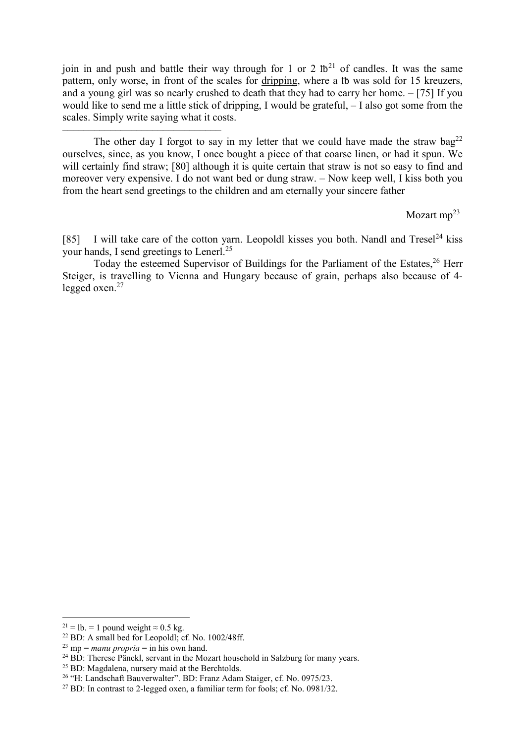join in and push and battle their way through for 1 or 2 ℔[21] of candles. It was the same pattern, only worse, in front of the scales for <u>dripping</u>, where a ℔ was sold for 15 kreuzers, and a young girl was so nearly crushed to death that they had to carry her home. – [75] If you would like to send me a little stick of dripping, I would be grateful, – I also got some from the scales. Simply write saying what it costs.

---

The other day I forgot to say in my letter that we could have made the straw bag[22] ourselves, since, as you know, I once bought a piece of that coarse linen, or had it spun. We will certainly find straw; [80] although it is quite certain that straw is not so easy to find and moreover very expensive. I do not want bed or dung straw. – Now keep well, I kiss both you from the heart send greetings to the children and am eternally your sincere father

Mozart mp[23]

[85] I will take care of the cotton yarn. Leopoldl kisses you both. Nandl and Tresel[24] kiss your hands, I send greetings to Lenerl.[25]

Today the esteemed Supervisor of Buildings for the Parliament of the Estates,[26] Herr Steiger, is travelling to Vienna and Hungary because of grain, perhaps also because of 4-legged oxen.[27]

---

[21] = lb. = 1 pound weight ≈ 0.5 kg.

[22] BD: A small bed for Leopoldl; cf. No. 1002/48ff.

[23] mp = *manu propria* = in his own hand.

[24] BD: Therese Pänckl, servant in the Mozart household in Salzburg for many years.

[25] BD: Magdalena, nursery maid at the Berchtolds.

[26] "H: Landschaft Bauverwalter". BD: Franz Adam Staiger, cf. No. 0975/23.

[27] BD: In contrast to 2-legged oxen, a familiar term for fools; cf. No. 0981/32.